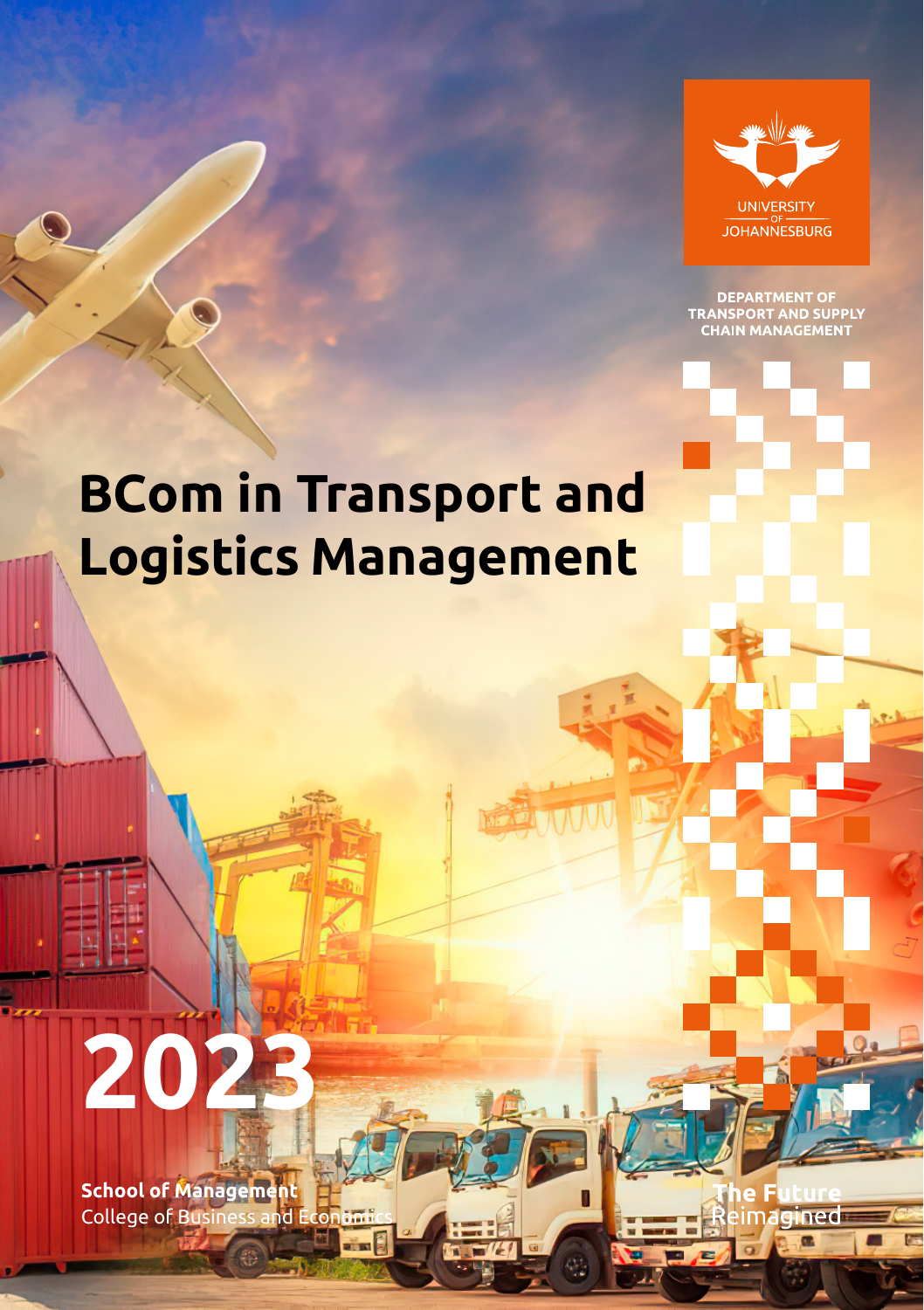UNIVERSITY OF JOHANNESBURG

**DEPARTMENT OF TRANSPORT AND SUPPLY CHAIN MANAGEMENT**

# BCom in Transport and Logistics Management

# 2023

**School of Management**
College of Business and Economics

**The Future**
Reimagined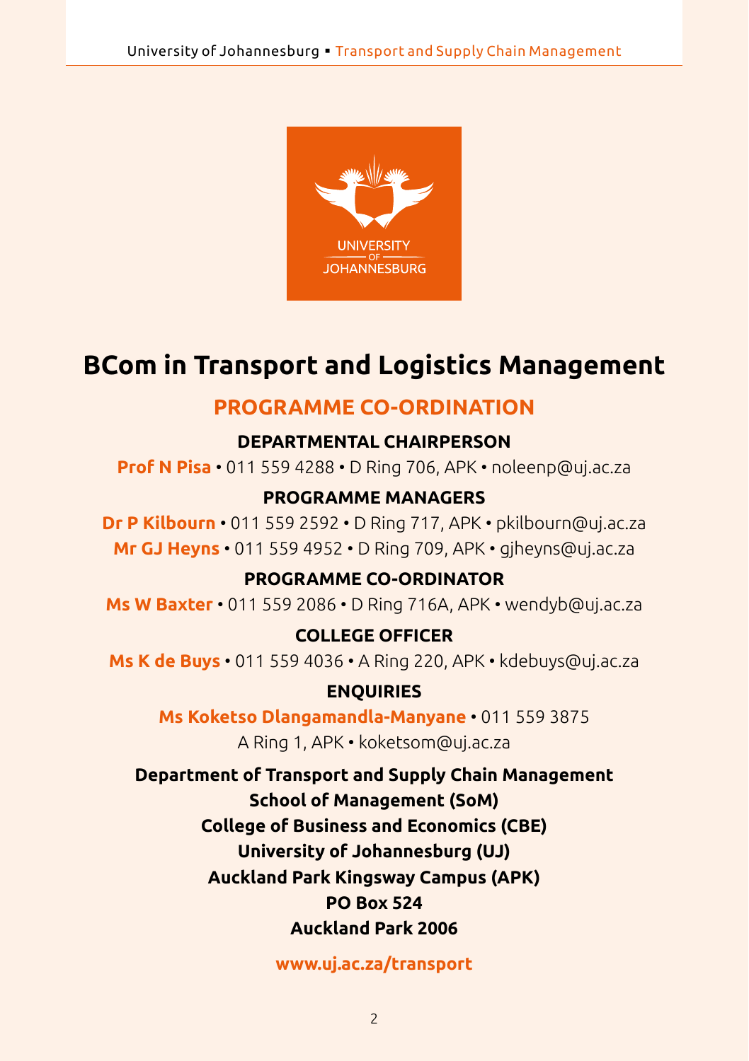# BCom in Transport and Logistics Management

## PROGRAMME CO-ORDINATION

### DEPARTMENTAL CHAIRPERSON

**Prof N Pisa** • 011 559 4288 • D Ring 706, APK • noleenp@uj.ac.za

### PROGRAMME MANAGERS

**Dr P Kilbourn** • 011 559 2592 • D Ring 717, APK • pkilbourn@uj.ac.za

**Mr GJ Heyns** • 011 559 4952 • D Ring 709, APK • gjheyns@uj.ac.za

### PROGRAMME CO-ORDINATOR

**Ms W Baxter** • 011 559 2086 • D Ring 716A, APK • wendyb@uj.ac.za

### COLLEGE OFFICER

**Ms K de Buys** • 011 559 4036 • A Ring 220, APK • kdebuys@uj.ac.za

### ENQUIRIES

**Ms Koketso Dlangamandla-Manyane** • 011 559 3875

A Ring 1, APK • koketsom@uj.ac.za

**Department of Transport and Supply Chain Management**
**School of Management (SoM)**
**College of Business and Economics (CBE)**
**University of Johannesburg (UJ)**
**Auckland Park Kingsway Campus (APK)**
**PO Box 524**
**Auckland Park 2006**

**www.uj.ac.za/transport**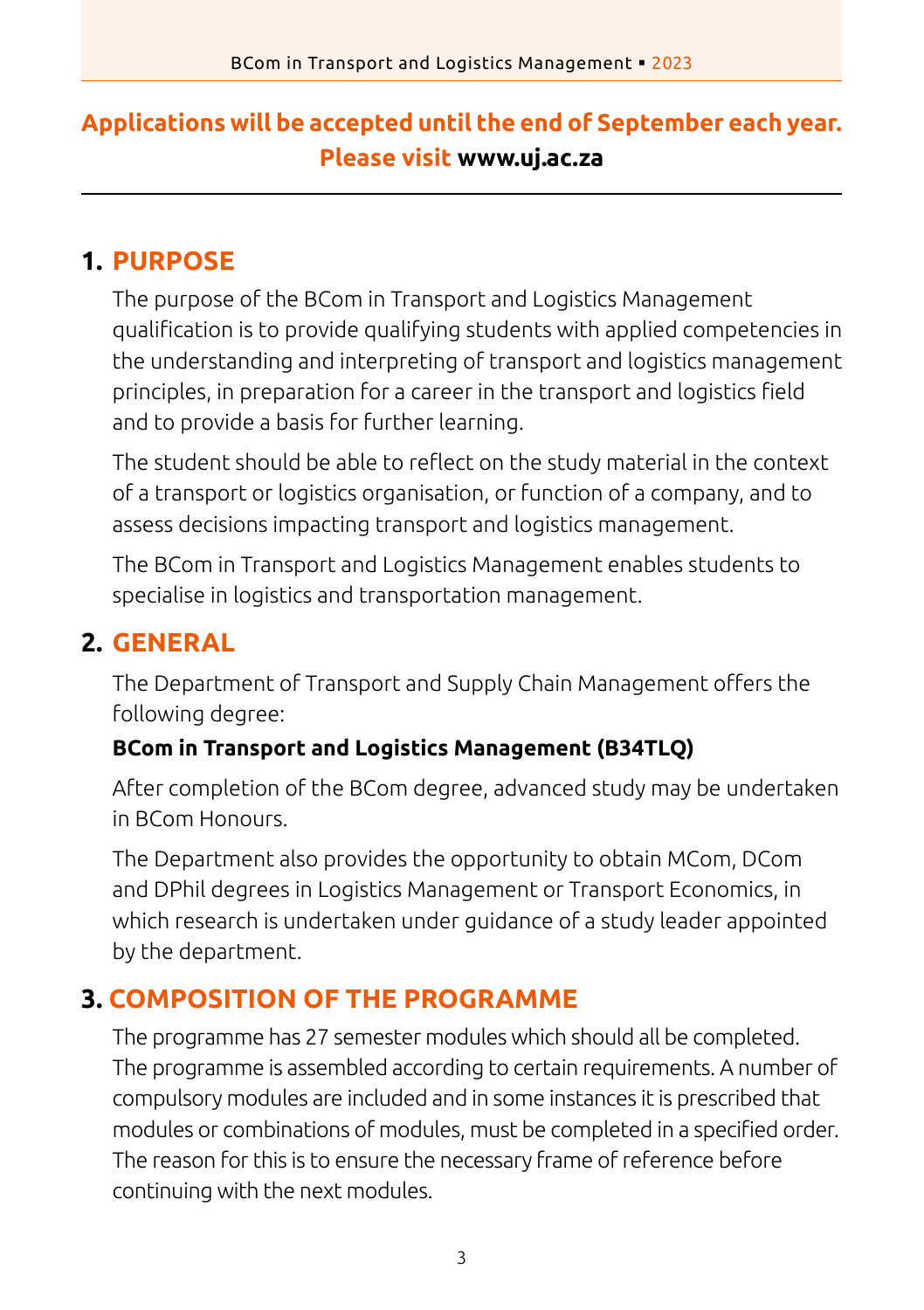**Applications will be accepted until the end of September each year.**
**Please visit www.uj.ac.za**

## 1. PURPOSE

The purpose of the BCom in Transport and Logistics Management qualification is to provide qualifying students with applied competencies in the understanding and interpreting of transport and logistics management principles, in preparation for a career in the transport and logistics field and to provide a basis for further learning.

The student should be able to reflect on the study material in the context of a transport or logistics organisation, or function of a company, and to assess decisions impacting transport and logistics management.

The BCom in Transport and Logistics Management enables students to specialise in logistics and transportation management.

## 2. GENERAL

The Department of Transport and Supply Chain Management offers the following degree:

**BCom in Transport and Logistics Management (B34TLQ)**

After completion of the BCom degree, advanced study may be undertaken in BCom Honours.

The Department also provides the opportunity to obtain MCom, DCom and DPhil degrees in Logistics Management or Transport Economics, in which research is undertaken under guidance of a study leader appointed by the department.

## 3. COMPOSITION OF THE PROGRAMME

The programme has 27 semester modules which should all be completed. The programme is assembled according to certain requirements. A number of compulsory modules are included and in some instances it is prescribed that modules or combinations of modules, must be completed in a specified order. The reason for this is to ensure the necessary frame of reference before continuing with the next modules.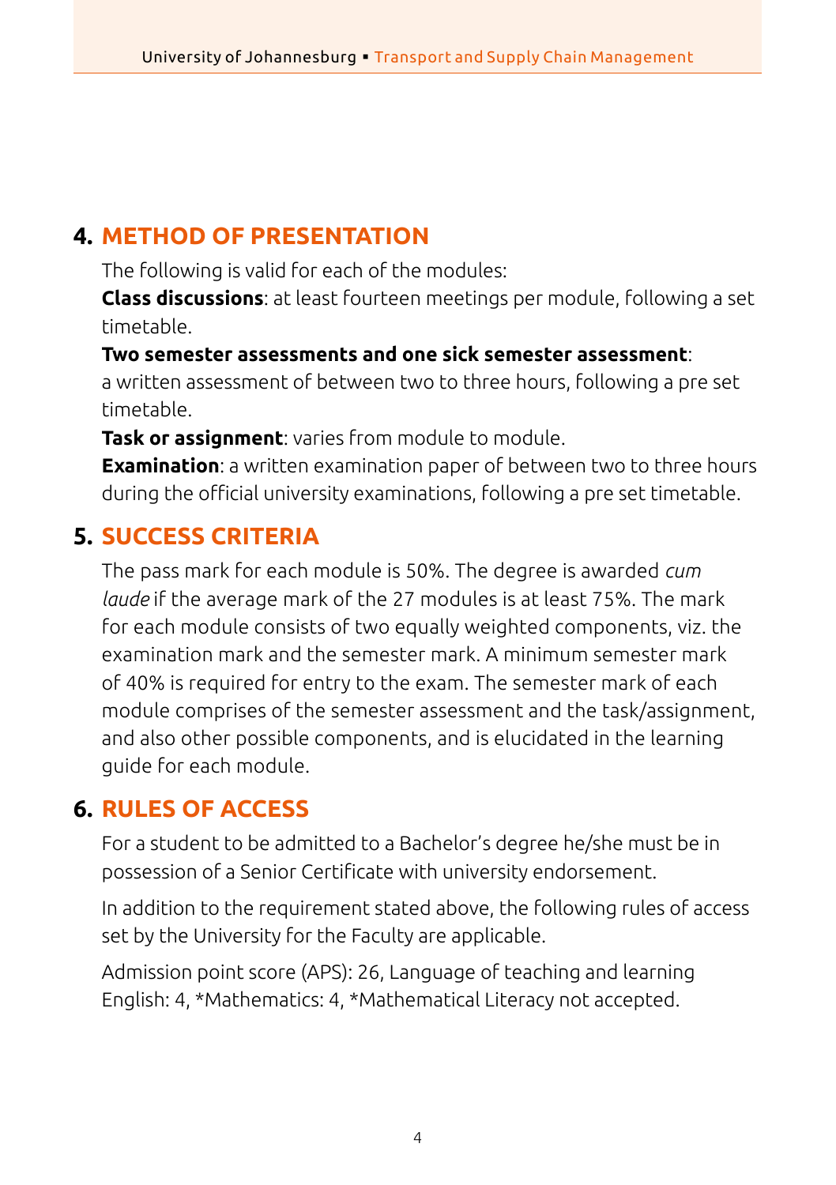## 4. METHOD OF PRESENTATION

The following is valid for each of the modules:

**Class discussions**: at least fourteen meetings per module, following a set timetable.

**Two semester assessments and one sick semester assessment**: a written assessment of between two to three hours, following a pre set timetable.

**Task or assignment**: varies from module to module.

**Examination**: a written examination paper of between two to three hours during the official university examinations, following a pre set timetable.

## 5. SUCCESS CRITERIA

The pass mark for each module is 50%. The degree is awarded *cum laude* if the average mark of the 27 modules is at least 75%. The mark for each module consists of two equally weighted components, viz. the examination mark and the semester mark. A minimum semester mark of 40% is required for entry to the exam. The semester mark of each module comprises of the semester assessment and the task/assignment, and also other possible components, and is elucidated in the learning guide for each module.

## 6. RULES OF ACCESS

For a student to be admitted to a Bachelor's degree he/she must be in possession of a Senior Certificate with university endorsement.

In addition to the requirement stated above, the following rules of access set by the University for the Faculty are applicable.

Admission point score (APS): 26, Language of teaching and learning English: 4, *Mathematics: 4, *Mathematical Literacy not accepted.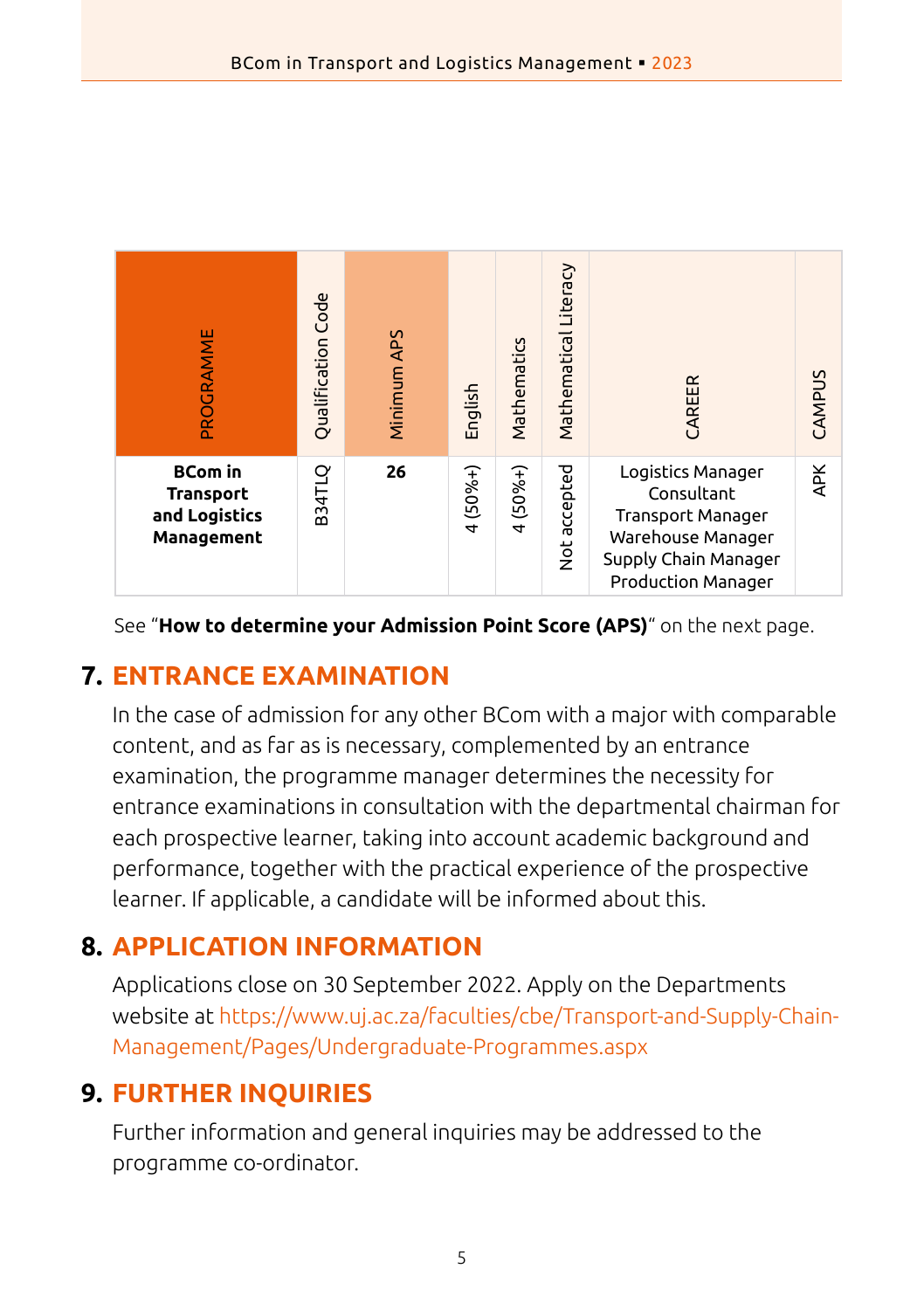| PROGRAMME | Qualification Code | Minimum APS | English | Mathematics | Mathematical Literacy | CAREER | CAMPUS |
|---|---|---|---|---|---|---|---|
| **BCom in Transport and Logistics Management** | B34TLQ | **26** | 4 (50%+) | 4 (50%+) | Not accepted | Logistics Manager<br>Consultant<br>Transport Manager<br>Warehouse Manager<br>Supply Chain Manager<br>Production Manager | APK |

See "**How to determine your Admission Point Score (APS)**" on the next page.

## 7. ENTRANCE EXAMINATION

In the case of admission for any other BCom with a major with comparable content, and as far as is necessary, complemented by an entrance examination, the programme manager determines the necessity for entrance examinations in consultation with the departmental chairman for each prospective learner, taking into account academic background and performance, together with the practical experience of the prospective learner. If applicable, a candidate will be informed about this.

## 8. APPLICATION INFORMATION

Applications close on 30 September 2022. Apply on the Departments website at https://www.uj.ac.za/faculties/cbe/Transport-and-Supply-Chain-Management/Pages/Undergraduate-Programmes.aspx

## 9. FURTHER INQUIRIES

Further information and general inquiries may be addressed to the programme co-ordinator.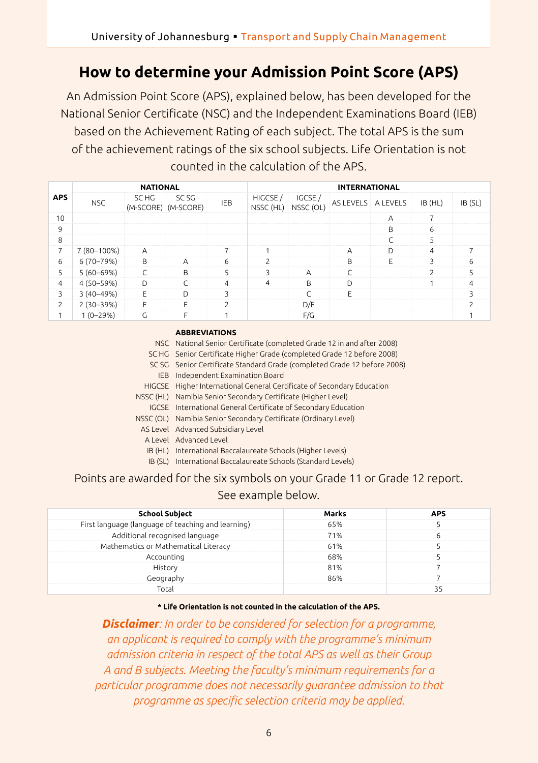## How to determine your Admission Point Score (APS)

An Admission Point Score (APS), explained below, has been developed for the National Senior Certificate (NSC) and the Independent Examinations Board (IEB) based on the Achievement Rating of each subject. The total APS is the sum of the achievement ratings of the six school subjects. Life Orientation is not counted in the calculation of the APS.

| APS | NATIONAL | | | | INTERNATIONAL | | | | | |
|---|---|---|---|---|---|---|---|---|---|---|
| | NSC | SC HG (M-SCORE) | SC SG (M-SCORE) | IEB | HIGCSE / NSSC (HL) | IGCSE / NSSC (OL) | AS LEVELS | A LEVELS | IB (HL) | IB (SL) |
| 10 | | | | | | | | A | 7 | |
| 9 | | | | | | | | B | 6 | |
| 8 | | | | | | | | C | 5 | |
| 7 | 7 (80–100%) | A | | 7 | 1 | | A | D | 4 | 7 |
| 6 | 6 (70–79%) | B | A | 6 | 2 | | B | E | 3 | 6 |
| 5 | 5 (60–69%) | C | B | 5 | 3 | A | C | | 2 | 5 |
| 4 | 4 (50–59%) | D | C | 4 | 4 | B | D | | 1 | 4 |
| 3 | 3 (40–49%) | E | D | 3 | | C | E | | | 3 |
| 2 | 2 (30–39%) | F | E | 2 | | D/E | | | | 2 |
| 1 | 1 (0–29%) | G | F | 1 | | F/G | | | | 1 |

**ABBREVIATIONS**

- NSC National Senior Certificate (completed Grade 12 in and after 2008)
- SC HG Senior Certificate Higher Grade (completed Grade 12 before 2008)
- SC SG Senior Certificate Standard Grade (completed Grade 12 before 2008)
- IEB Independent Examination Board
- HIGCSE Higher International General Certificate of Secondary Education
- NSSC (HL) Namibia Senior Secondary Certificate (Higher Level)
- IGCSE International General Certificate of Secondary Education
- NSSC (OL) Namibia Senior Secondary Certificate (Ordinary Level)
- AS Level Advanced Subsidiary Level
- A Level Advanced Level
- IB (HL) International Baccalaureate Schools (Higher Levels)
- IB (SL) International Baccalaureate Schools (Standard Levels)

Points are awarded for the six symbols on your Grade 11 or Grade 12 report. See example below.

| School Subject | Marks | APS |
|---|---|---|
| First language (language of teaching and learning) | 65% | 5 |
| Additional recognised language | 71% | 6 |
| Mathematics or Mathematical Literacy | 61% | 5 |
| Accounting | 68% | 5 |
| History | 81% | 7 |
| Geography | 86% | 7 |
| Total | | 35 |

**\* Life Orientation is not counted in the calculation of the APS.**

***Disclaimer****: In order to be considered for selection for a programme, an applicant is required to comply with the programme's minimum admission criteria in respect of the total APS as well as their Group A and B subjects. Meeting the faculty's minimum requirements for a particular programme does not necessarily guarantee admission to that programme as specific selection criteria may be applied.*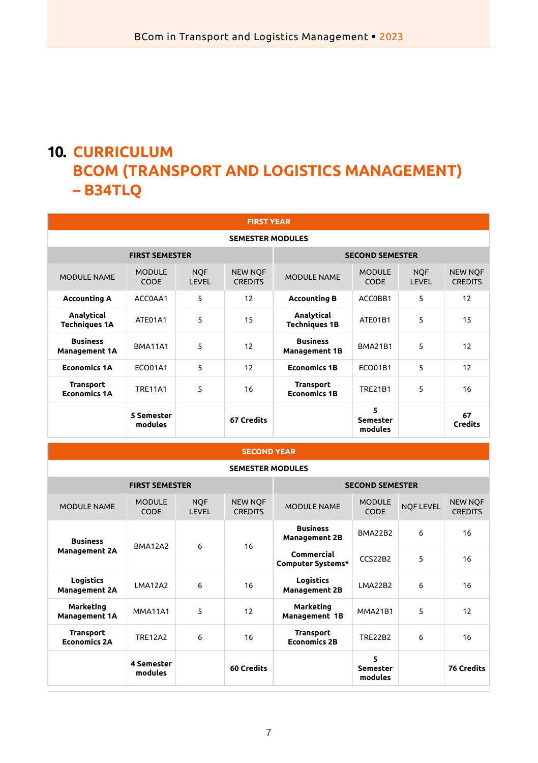# 10. CURRICULUM BCOM (TRANSPORT AND LOGISTICS MANAGEMENT) – B34TLQ

| FIRST YEAR | | | | | | | |
|---|---|---|---|---|---|---|---|
| SEMESTER MODULES | | | | | | | |
| FIRST SEMESTER | | | | SECOND SEMESTER | | | |
| MODULE NAME | MODULE CODE | NQF LEVEL | NEW NQF CREDITS | MODULE NAME | MODULE CODE | NQF LEVEL | NEW NQF CREDITS |
| **Accounting A** | ACC0AA1 | 5 | 12 | **Accounting B** | ACC0BB1 | 5 | 12 |
| **Analytical Techniques 1A** | ATE01A1 | 5 | 15 | **Analytical Techniques 1B** | ATE01B1 | 5 | 15 |
| **Business Management 1A** | BMA11A1 | 5 | 12 | **Business Management 1B** | BMA21B1 | 5 | 12 |
| **Economics 1A** | ECO01A1 | 5 | 12 | **Economics 1B** | ECO01B1 | 5 | 12 |
| **Transport Economics 1A** | TRE11A1 | 5 | 16 | **Transport Economics 1B** | TRE21B1 | 5 | 16 |
| | **5 Semester modules** | | **67 Credits** | | **5 Semester modules** | | **67 Credits** |

| SECOND YEAR | | | | | | | |
|---|---|---|---|---|---|---|---|
| SEMESTER MODULES | | | | | | | |
| FIRST SEMESTER | | | | SECOND SEMESTER | | | |
| MODULE NAME | MODULE CODE | NQF LEVEL | NEW NQF CREDITS | MODULE NAME | MODULE CODE | NQF LEVEL | NEW NQF CREDITS |
| **Business Management 2A** | BMA12A2 | 6 | 16 | **Business Management 2B** | BMA22B2 | 6 | 16 |
| | | | | **Commercial Computer Systems*** | CCS22B2 | 5 | 16 |
| **Logistics Management 2A** | LMA12A2 | 6 | 16 | **Logistics Management 2B** | LMA22B2 | 6 | 16 |
| **Marketing Management 1A** | MMA11A1 | 5 | 12 | **Marketing Management 1B** | MMA21B1 | 5 | 12 |
| **Transport Economics 2A** | TRE12A2 | 6 | 16 | **Transport Economics 2B** | TRE22B2 | 6 | 16 |
| | **4 Semester modules** | | **60 Credits** | | **5 Semester modules** | | **76 Credits** |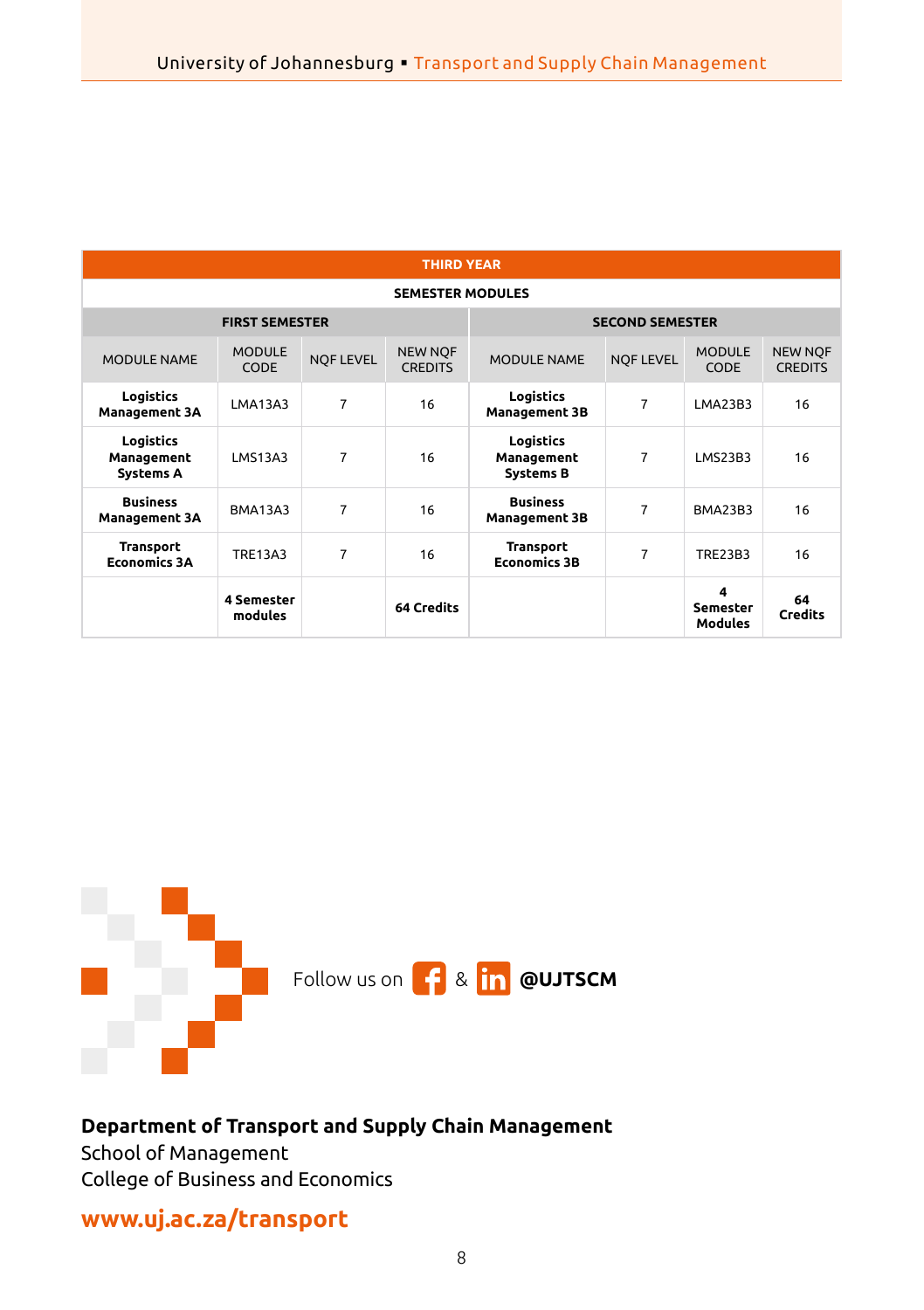| THIRD YEAR | | | | | | | |
|---|---|---|---|---|---|---|---|
| SEMESTER MODULES | | | | | | | |
| FIRST SEMESTER | | | | SECOND SEMESTER | | | |
| MODULE NAME | MODULE CODE | NQF LEVEL | NEW NQF CREDITS | MODULE NAME | NQF LEVEL | MODULE CODE | NEW NQF CREDITS |
| **Logistics Management 3A** | LMA13A3 | 7 | 16 | **Logistics Management 3B** | 7 | LMA23B3 | 16 |
| **Logistics Management Systems A** | LMS13A3 | 7 | 16 | **Logistics Management Systems B** | 7 | LMS23B3 | 16 |
| **Business Management 3A** | BMA13A3 | 7 | 16 | **Business Management 3B** | 7 | BMA23B3 | 16 |
| **Transport Economics 3A** | TRE13A3 | 7 | 16 | **Transport Economics 3B** | 7 | TRE23B3 | 16 |
| | **4 Semester modules** | | **64 Credits** | | | **4 Semester Modules** | **64 Credits** |

Follow us on & **@UJTSCM**

**Department of Transport and Supply Chain Management**
School of Management
College of Business and Economics

**www.uj.ac.za/transport**